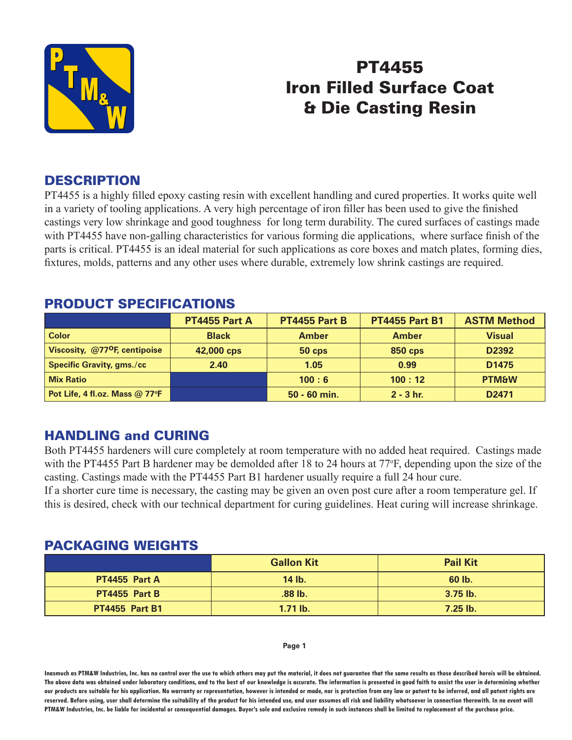# PT4455
# Iron Filled Surface Coat & Die Casting Resin

## DESCRIPTION

PT4455 is a highly filled epoxy casting resin with excellent handling and cured properties. It works quite well in a variety of tooling applications. A very high percentage of iron filler has been used to give the finished castings very low shrinkage and good toughness for long term durability. The cured surfaces of castings made with PT4455 have non-galling characteristics for various forming die applications, where surface finish of the parts is critical. PT4455 is an ideal material for such applications as core boxes and match plates, forming dies, fixtures, molds, patterns and any other uses where durable, extremely low shrink castings are required.

## PRODUCT SPECIFICATIONS

| | PT4455 Part A | PT4455 Part B | PT4455 Part B1 | ASTM Method |
|---|---|---|---|---|
| Color | Black | Amber | Amber | Visual |
| Viscosity, @77°F, centipoise | 42,000 cps | 50 cps | 850 cps | D2392 |
| Specific Gravity, gms./cc | 2.40 | 1.05 | 0.99 | D1475 |
| Mix Ratio | | 100 : 6 | 100 : 12 | PTM&W |
| Pot Life, 4 fl.oz. Mass @ 77°F | | 50 - 60 min. | 2 - 3 hr. | D2471 |

## HANDLING and CURING

Both PT4455 hardeners will cure completely at room temperature with no added heat required. Castings made with the PT4455 Part B hardener may be demolded after 18 to 24 hours at 77°F, depending upon the size of the casting. Castings made with the PT4455 Part B1 hardener usually require a full 24 hour cure.

If a shorter cure time is necessary, the casting may be given an oven post cure after a room temperature gel. If this is desired, check with our technical department for curing guidelines. Heat curing will increase shrinkage.

## PACKAGING WEIGHTS

| | Gallon Kit | Pail Kit |
|---|---|---|
| PT4455 Part A | 14 lb. | 60 lb. |
| PT4455 Part B | .88 lb. | 3.75 lb. |
| PT4455 Part B1 | 1.71 lb. | 7.25 lb. |

Inasmuch as PTM&W Industries, Inc. has no control over the use to which others may put the material, it does not guarantee that the same results as those described hereis will be obtained. The above data was obtained under laboratory conditions, and to the best of our knowledge is accurate. The information is presented in good faith to assist the user in determining whether our products are suitable for his application. No warranty or representation, however is intended or made, nor is protection from any law or patent to be inferred, and all patent rights are reserved. Before using, user shall determine the suitability of the product for his intended use, and user assumes all risk and liability whatsoever in connection therewith. In no event will PTM&W Industries, Inc. be liable for incidental or consequential damages. Buyer's sole and exclusive remedy in such instances shall be limited to replacement of the purchase price.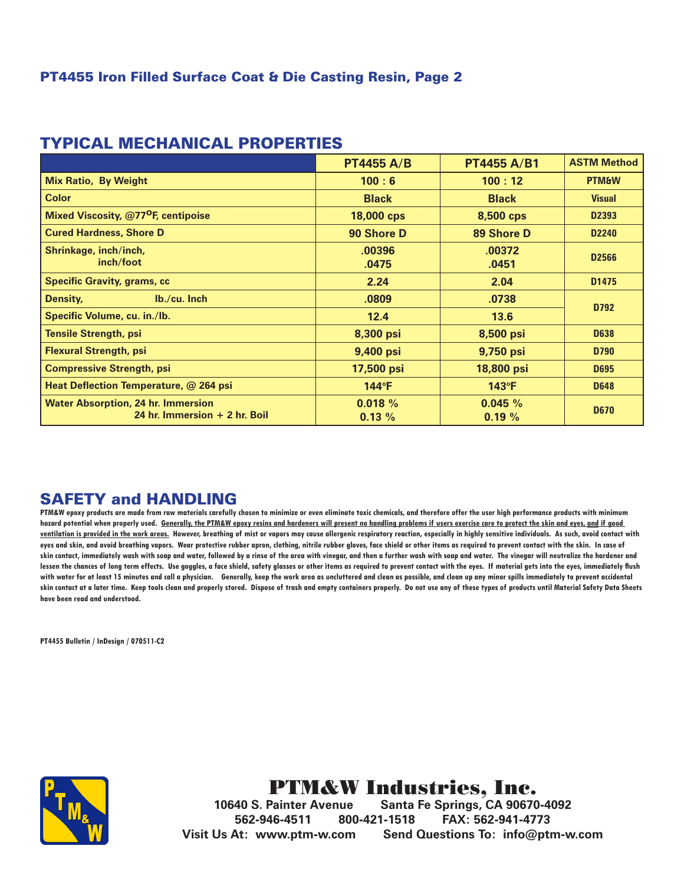## TYPICAL MECHANICAL PROPERTIES

| | PT4455 A/B | PT4455 A/B1 | ASTM Method |
|---|---|---|---|
| Mix Ratio, By Weight | 100 : 6 | 100 : 12 | PTM&W |
| Color | Black | Black | Visual |
| Mixed Viscosity, @77°F, centipoise | 18,000 cps | 8,500 cps | D2393 |
| Cured Hardness, Shore D | 90 Shore D | 89 Shore D | D2240 |
| Shrinkage, inch/inch, inch/foot | .00396 .0475 | .00372 .0451 | D2566 |
| Specific Gravity, grams, cc | 2.24 | 2.04 | D1475 |
| Density, lb./cu. Inch | .0809 | .0738 | D792 |
| Specific Volume, cu. in./lb. | 12.4 | 13.6 | |
| Tensile Strength, psi | 8,300 psi | 8,500 psi | D638 |
| Flexural Strength, psi | 9,400 psi | 9,750 psi | D790 |
| Compressive Strength, psi | 17,500 psi | 18,800 psi | D695 |
| Heat Deflection Temperature, @ 264 psi | 144°F | 143°F | D648 |
| Water Absorption, 24 hr. Immersion; 24 hr. Immersion + 2 hr. Boil | 0.018 % 0.13 % | 0.045 % 0.19 % | D670 |

## SAFETY and HANDLING

PTM&W epoxy products are made from raw materials carefully chosen to minimize or even eliminate toxic chemicals, and therefore offer the user high performance products with minimum hazard potential when properly used. Generally, the PTM&W epoxy resins and hardeners will present no handling problems if users exercise care to protect the skin and eyes, and if good ventilation is provided in the work areas. However, breathing of mist or vapors may cause allergenic respiratory reaction, especially in highly sensitive individuals. As such, avoid contact with eyes and skin, and avoid breathing vapors. Wear protective rubber apron, clothing, nitrile rubber gloves, face shield or other items as required to prevent contact with the skin. In case of skin contact, immediately wash with soap and water, followed by a rinse of the area with vinegar, and then a further wash with soap and water. The vinegar will neutralize the hardener and lessen the chances of long term effects. Use goggles, a face shield, safety glasses or other items as required to prevent contact with the eyes. If material gets into the eyes, immediately flush with water for at least 15 minutes and call a physician. Generally, keep the work area as uncluttered and clean as possible, and clean up any minor spills immediately to prevent accidental skin contact at a later time. Keep tools clean and properly stored. Dispose of trash and empty containers properly. Do not use any of these types of products until Material Safety Data Sheets have been read and understood.

PT4455 Bulletin / InDesign / 070511-C2

**PTM&W Industries, Inc.**
10640 S. Painter Avenue Santa Fe Springs, CA 90670-4092
562-946-4511 800-421-1518 FAX: 562-941-4773
Visit Us At: www.ptm-w.com Send Questions To: info@ptm-w.com